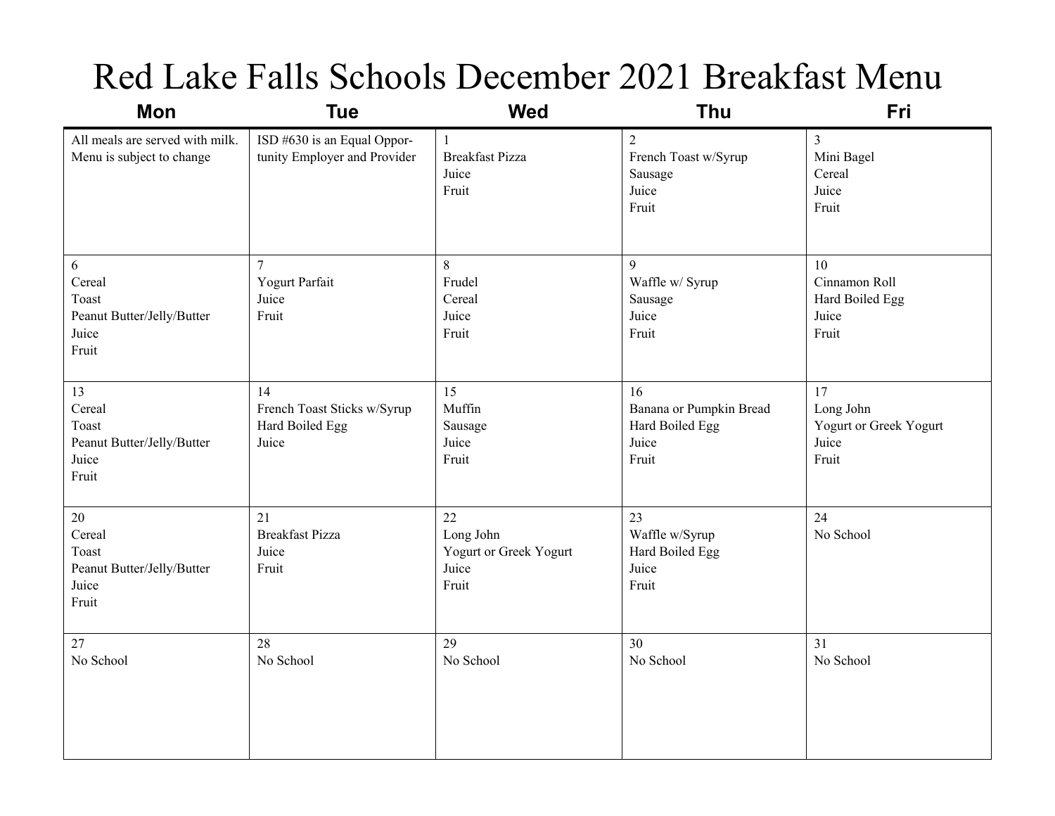# Red Lake Falls Schools December 2021 Breakfast Menu

| Mon | Tue | Wed | Thu | Fri |
|---|---|---|---|---|
| All meals are served with milk. Menu is subject to change | ISD #630 is an Equal Opportunity Employer and Provider | 1<br>Breakfast Pizza<br>Juice<br>Fruit | 2<br>French Toast w/Syrup<br>Sausage<br>Juice<br>Fruit | 3<br>Mini Bagel<br>Cereal<br>Juice<br>Fruit |
| 6<br>Cereal<br>Toast<br>Peanut Butter/Jelly/Butter<br>Juice<br>Fruit | 7<br>Yogurt Parfait<br>Juice<br>Fruit | 8<br>Frudel<br>Cereal<br>Juice<br>Fruit | 9<br>Waffle w/ Syrup<br>Sausage<br>Juice<br>Fruit | 10<br>Cinnamon Roll<br>Hard Boiled Egg<br>Juice<br>Fruit |
| 13<br>Cereal<br>Toast<br>Peanut Butter/Jelly/Butter<br>Juice<br>Fruit | 14<br>French Toast Sticks w/Syrup<br>Hard Boiled Egg<br>Juice | 15<br>Muffin<br>Sausage<br>Juice<br>Fruit | 16<br>Banana or Pumpkin Bread<br>Hard Boiled Egg<br>Juice<br>Fruit | 17<br>Long John<br>Yogurt or Greek Yogurt<br>Juice<br>Fruit |
| 20<br>Cereal<br>Toast<br>Peanut Butter/Jelly/Butter<br>Juice<br>Fruit | 21<br>Breakfast Pizza<br>Juice<br>Fruit | 22<br>Long John<br>Yogurt or Greek Yogurt<br>Juice<br>Fruit | 23<br>Waffle w/Syrup<br>Hard Boiled Egg<br>Juice<br>Fruit | 24<br>No School |
| 27<br>No School | 28<br>No School | 29<br>No School | 30<br>No School | 31<br>No School |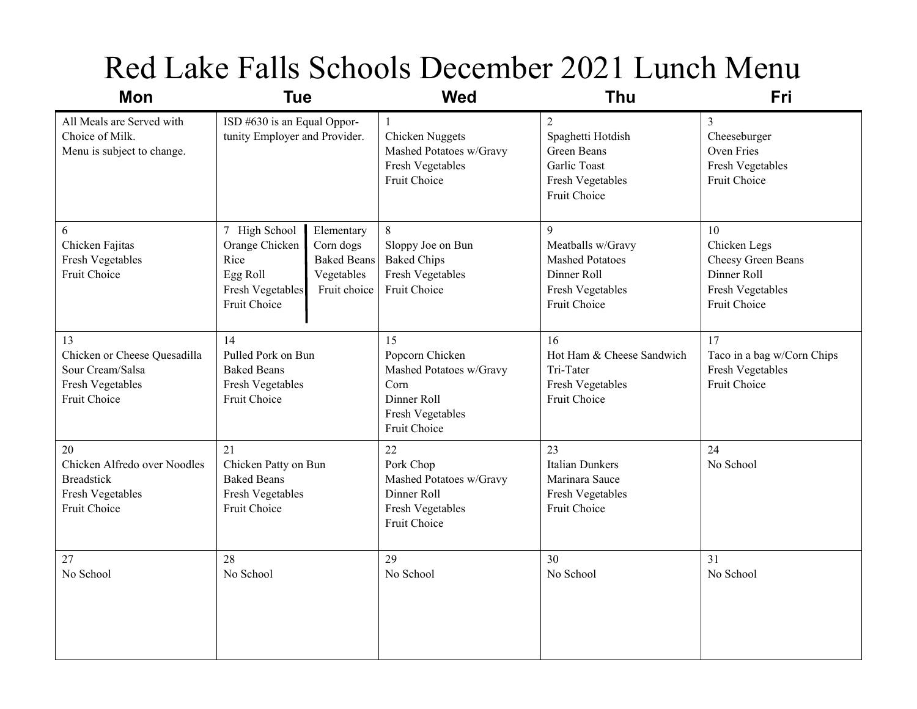# Red Lake Falls Schools December 2021 Lunch Menu

| Mon | Tue | Wed | Thu | Fri |
|---|---|---|---|---|
| All Meals are Served with Choice of Milk.<br>Menu is subject to change. | ISD #630 is an Equal Opportunity Employer and Provider. | 1<br>Chicken Nuggets<br>Mashed Potatoes w/Gravy<br>Fresh Vegetables<br>Fruit Choice | 2<br>Spaghetti Hotdish<br>Green Beans<br>Garlic Toast<br>Fresh Vegetables<br>Fruit Choice | 3<br>Cheeseburger<br>Oven Fries<br>Fresh Vegetables<br>Fruit Choice |
| 6<br>Chicken Fajitas<br>Fresh Vegetables<br>Fruit Choice | 7 High School<br>Orange Chicken<br>Rice<br>Egg Roll<br>Fresh Vegetables<br>Fruit Choice<br><br>Elementary<br>Corn dogs<br>Baked Beans<br>Vegetables<br>Fruit choice | 8<br>Sloppy Joe on Bun<br>Baked Chips<br>Fresh Vegetables<br>Fruit Choice | 9<br>Meatballs w/Gravy<br>Mashed Potatoes<br>Dinner Roll<br>Fresh Vegetables<br>Fruit Choice | 10<br>Chicken Legs<br>Cheesy Green Beans<br>Dinner Roll<br>Fresh Vegetables<br>Fruit Choice |
| 13<br>Chicken or Cheese Quesadilla<br>Sour Cream/Salsa<br>Fresh Vegetables<br>Fruit Choice | 14<br>Pulled Pork on Bun<br>Baked Beans<br>Fresh Vegetables<br>Fruit Choice | 15<br>Popcorn Chicken<br>Mashed Potatoes w/Gravy<br>Corn<br>Dinner Roll<br>Fresh Vegetables<br>Fruit Choice | 16<br>Hot Ham & Cheese Sandwich<br>Tri-Tater<br>Fresh Vegetables<br>Fruit Choice | 17<br>Taco in a bag w/Corn Chips<br>Fresh Vegetables<br>Fruit Choice |
| 20<br>Chicken Alfredo over Noodles<br>Breadstick<br>Fresh Vegetables<br>Fruit Choice | 21<br>Chicken Patty on Bun<br>Baked Beans<br>Fresh Vegetables<br>Fruit Choice | 22<br>Pork Chop<br>Mashed Potatoes w/Gravy<br>Dinner Roll<br>Fresh Vegetables<br>Fruit Choice | 23<br>Italian Dunkers<br>Marinara Sauce<br>Fresh Vegetables<br>Fruit Choice | 24<br>No School |
| 27<br>No School | 28<br>No School | 29<br>No School | 30<br>No School | 31<br>No School |